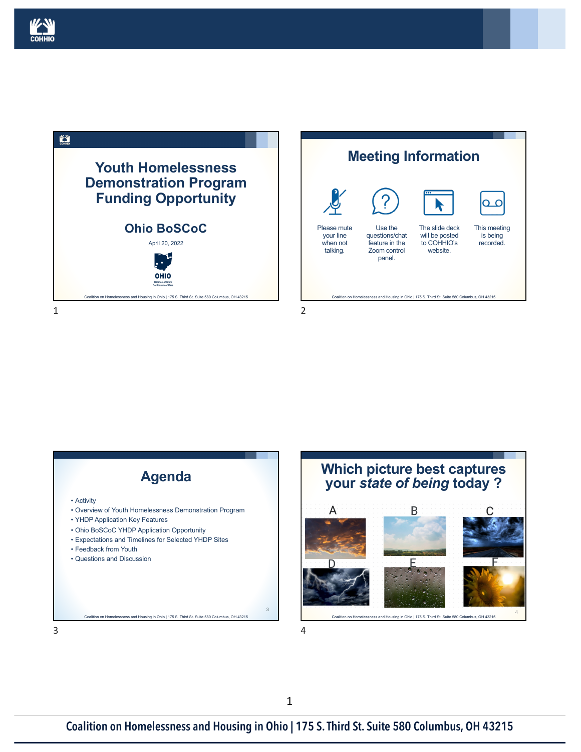# Youth Homelessness Demonstration Program Funding Opportunity

## Ohio BoSCoC

April 20, 2022

OHIO
Balance of State
Continuum of Care

# Meeting Information

- Please mute your line when not talking.
- Use the questions/chat feature in the Zoom control panel.
- The slide deck will be posted to COHHIO's website.
- This meeting is being recorded.

# Agenda

- Activity
- Overview of Youth Homelessness Demonstration Program
- YHDP Application Key Features
- Ohio BoSCoC YHDP Application Opportunity
- Expectations and Timelines for Selected YHDP Sites
- Feedback from Youth
- Questions and Discussion

# Which picture best captures your *state of being* today ?

A B C

D E F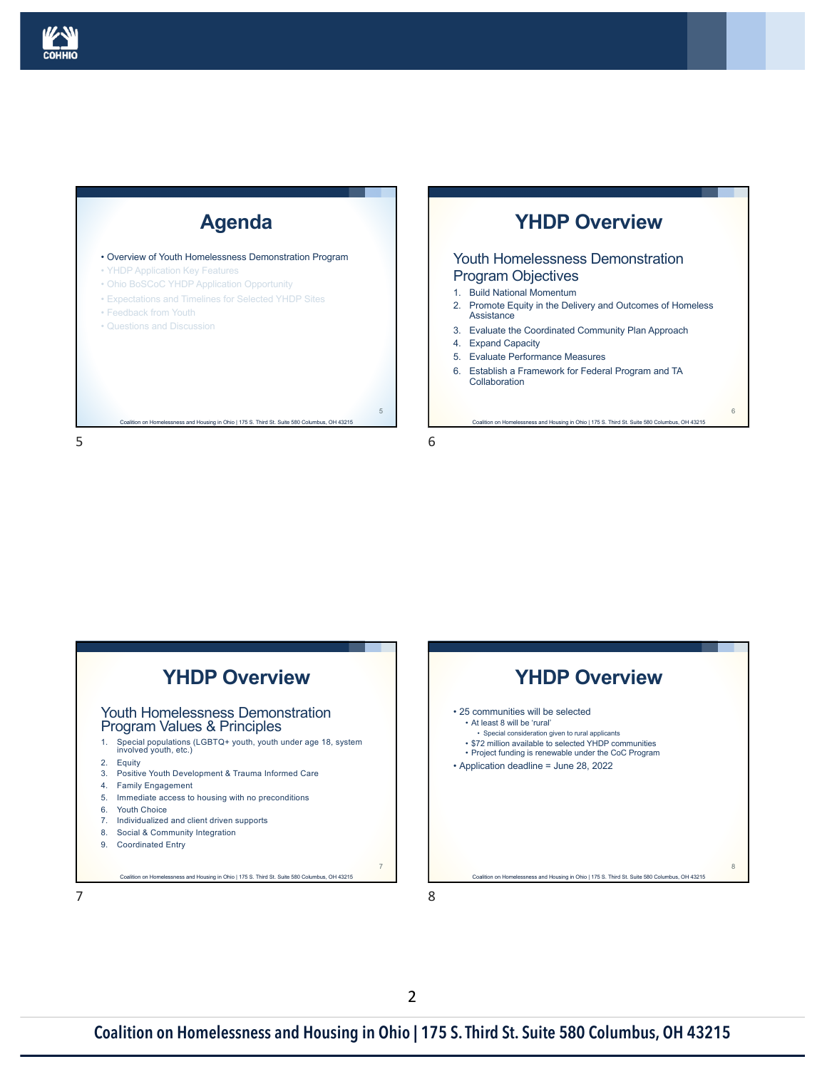## Agenda

- Overview of Youth Homelessness Demonstration Program
- YHDP Application Key Features
- Ohio BoSCoC YHDP Application Opportunity
- Expectations and Timelines for Selected YHDP Sites
- Feedback from Youth
- Questions and Discussion

## YHDP Overview

### Youth Homelessness Demonstration Program Objectives

1. Build National Momentum
2. Promote Equity in the Delivery and Outcomes of Homeless Assistance
3. Evaluate the Coordinated Community Plan Approach
4. Expand Capacity
5. Evaluate Performance Measures
6. Establish a Framework for Federal Program and TA Collaboration

## YHDP Overview

### Youth Homelessness Demonstration Program Values & Principles

1. Special populations (LGBTQ+ youth, youth under age 18, system involved youth, etc.)
2. Equity
3. Positive Youth Development & Trauma Informed Care
4. Family Engagement
5. Immediate access to housing with no preconditions
6. Youth Choice
7. Individualized and client driven supports
8. Social & Community Integration
9. Coordinated Entry

## YHDP Overview

- 25 communities will be selected
  - At least 8 will be 'rural'
    - Special consideration given to rural applicants
  - $72 million available to selected YHDP communities
  - Project funding is renewable under the CoC Program
- Application deadline = June 28, 2022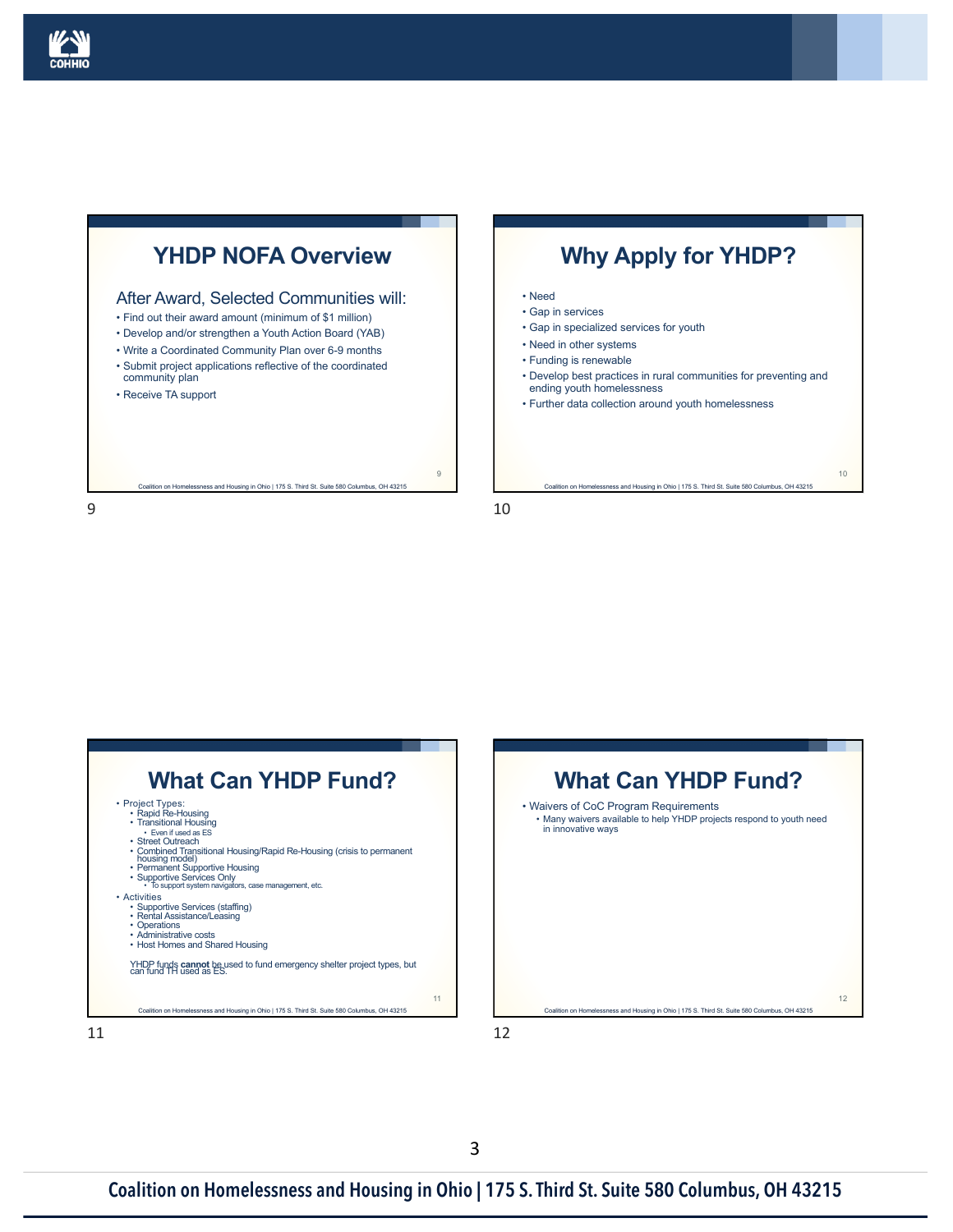## YHDP NOFA Overview

After Award, Selected Communities will:

- Find out their award amount (minimum of $1 million)
- Develop and/or strengthen a Youth Action Board (YAB)
- Write a Coordinated Community Plan over 6-9 months
- Submit project applications reflective of the coordinated community plan
- Receive TA support

## Why Apply for YHDP?

- Need
- Gap in services
- Gap in specialized services for youth
- Need in other systems
- Funding is renewable
- Develop best practices in rural communities for preventing and ending youth homelessness
- Further data collection around youth homelessness

## What Can YHDP Fund?

- Project Types:
  - Rapid Re-Housing
  - Transitional Housing
    - Even if used as ES
  - Street Outreach
  - Combined Transitional Housing/Rapid Re-Housing (crisis to permanent housing model)
  - Permanent Supportive Housing
  - Supportive Services Only
    - To support system navigators, case management, etc.
- Activities
  - Supportive Services (staffing)
  - Rental Assistance/Leasing
  - Operations
  - Administrative costs
  - Host Homes and Shared Housing

YHDP funds **cannot** be used to fund emergency shelter project types, but can fund TH used as ES.

## What Can YHDP Fund?

- Waivers of CoC Program Requirements
  - Many waivers available to help YHDP projects respond to youth need in innovative ways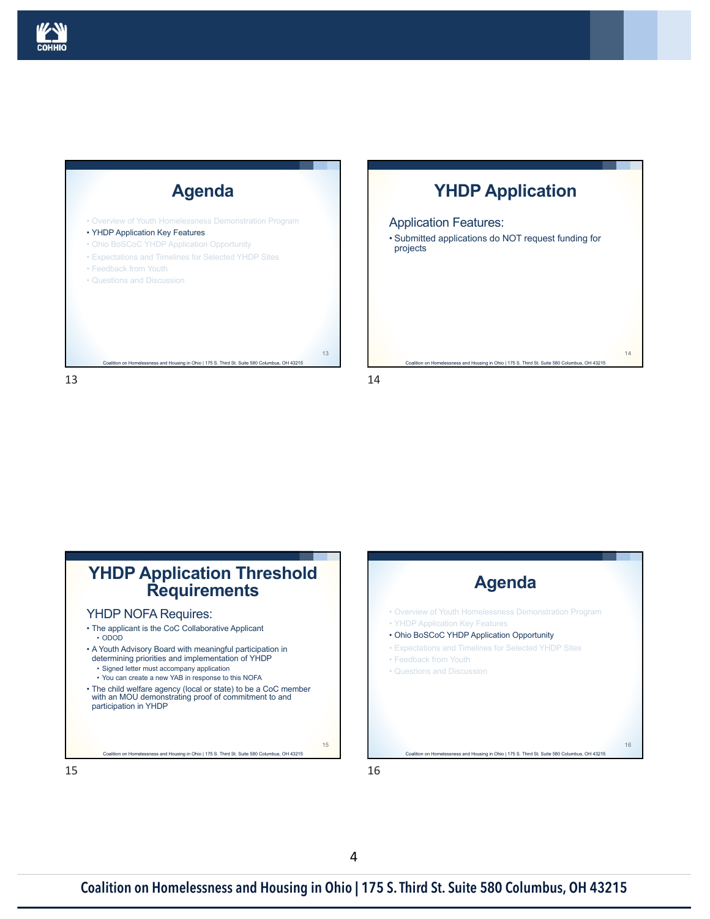## Agenda

- Overview of Youth Homelessness Demonstration Program
- YHDP Application Key Features
- Ohio BoSCoC YHDP Application Opportunity
- Expectations and Timelines for Selected YHDP Sites
- Feedback from Youth
- Questions and Discussion

## YHDP Application

Application Features:

- Submitted applications do NOT request funding for projects

## YHDP Application Threshold Requirements

YHDP NOFA Requires:

- The applicant is the CoC Collaborative Applicant
  - ODOD
- A Youth Advisory Board with meaningful participation in determining priorities and implementation of YHDP
  - Signed letter must accompany application
  - You can create a new YAB in response to this NOFA
- The child welfare agency (local or state) to be a CoC member with an MOU demonstrating proof of commitment to and participation in YHDP

## Agenda

- Overview of Youth Homelessness Demonstration Program
- YHDP Application Key Features
- Ohio BoSCoC YHDP Application Opportunity
- Expectations and Timelines for Selected YHDP Sites
- Feedback from Youth
- Questions and Discussion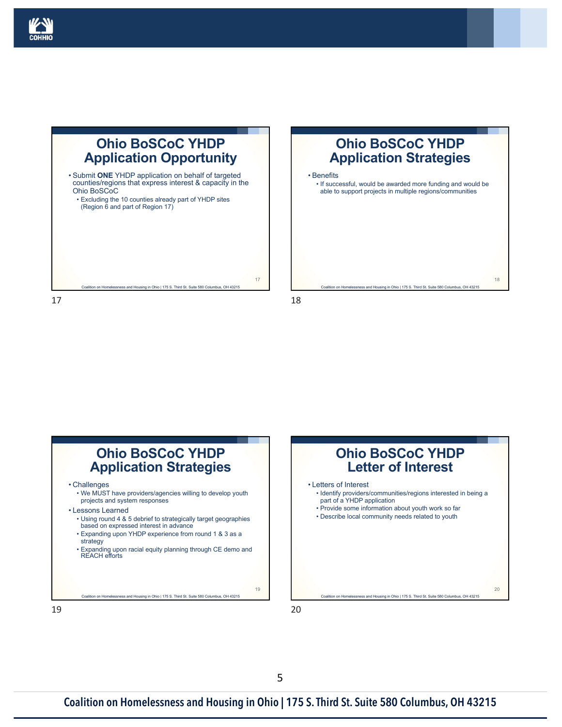## Ohio BoSCoC YHDP Application Opportunity

- Submit **ONE** YHDP application on behalf of targeted counties/regions that express interest & capacity in the Ohio BoSCoC
  - Excluding the 10 counties already part of YHDP sites (Region 6 and part of Region 17)

## Ohio BoSCoC YHDP Application Strategies

- Benefits
  - If successful, would be awarded more funding and would be able to support projects in multiple regions/communities

## Ohio BoSCoC YHDP Application Strategies

- Challenges
  - We MUST have providers/agencies willing to develop youth projects and system responses
- Lessons Learned
  - Using round 4 & 5 debrief to strategically target geographies based on expressed interest in advance
  - Expanding upon YHDP experience from round 1 & 3 as a strategy
  - Expanding upon racial equity planning through CE demo and REACH efforts

## Ohio BoSCoC YHDP Letter of Interest

- Letters of Interest
  - Identify providers/communities/regions interested in being a part of a YHDP application
  - Provide some information about youth work so far
  - Describe local community needs related to youth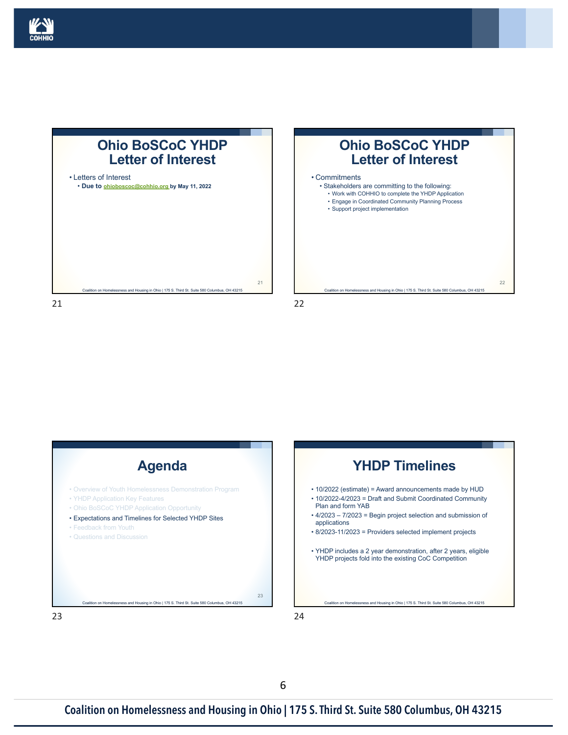## Ohio BoSCoC YHDP Letter of Interest

- Letters of Interest
  - **Due to ohioboscoc@cohhio.org by May 11, 2022**

## Ohio BoSCoC YHDP Letter of Interest

- Commitments
  - Stakeholders are committing to the following:
    - Work with COHHIO to complete the YHDP Application
    - Engage in Coordinated Community Planning Process
    - Support project implementation

## Agenda

- Overview of Youth Homelessness Demonstration Program
- YHDP Application Key Features
- Ohio BoSCoC YHDP Application Opportunity
- Expectations and Timelines for Selected YHDP Sites
- Feedback from Youth
- Questions and Discussion

## YHDP Timelines

- 10/2022 (estimate) = Award announcements made by HUD
- 10/2022-4/2023 = Draft and Submit Coordinated Community Plan and form YAB
- 4/2023 – 7/2023 = Begin project selection and submission of applications
- 8/2023-11/2023 = Providers selected implement projects

- YHDP includes a 2 year demonstration, after 2 years, eligible YHDP projects fold into the existing CoC Competition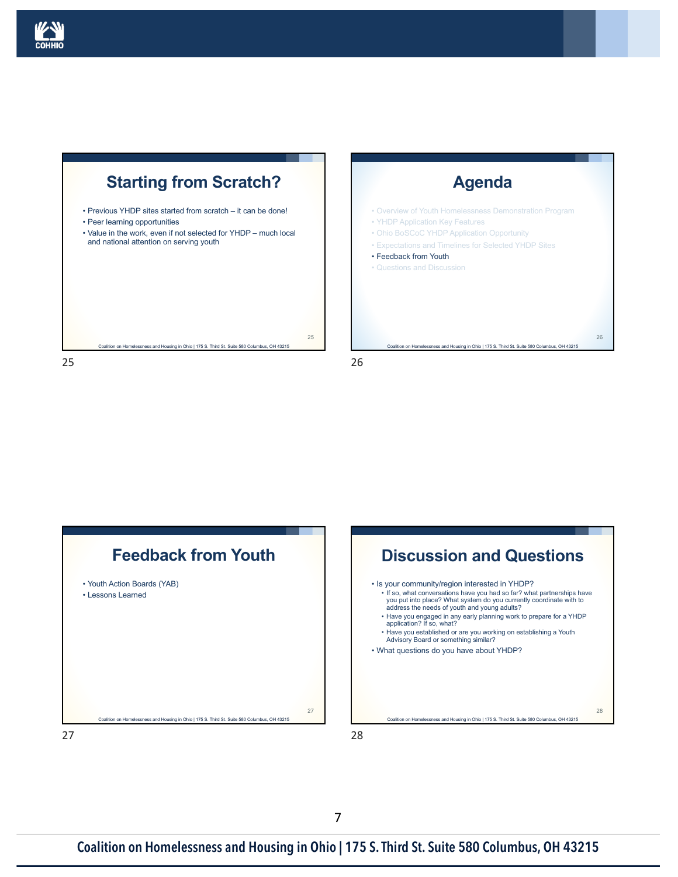## Starting from Scratch?

- Previous YHDP sites started from scratch – it can be done!
- Peer learning opportunities
- Value in the work, even if not selected for YHDP – much local and national attention on serving youth

## Agenda

- Overview of Youth Homelessness Demonstration Program
- YHDP Application Key Features
- Ohio BoSCoC YHDP Application Opportunity
- Expectations and Timelines for Selected YHDP Sites
- Feedback from Youth
- Questions and Discussion

## Feedback from Youth

- Youth Action Boards (YAB)
- Lessons Learned

## Discussion and Questions

- Is your community/region interested in YHDP?
  - If so, what conversations have you had so far? what partnerships have you put into place? What system do you currently coordinate with to address the needs of youth and young adults?
  - Have you engaged in any early planning work to prepare for a YHDP application? If so, what?
  - Have you established or are you working on establishing a Youth Advisory Board or something similar?
- What questions do you have about YHDP?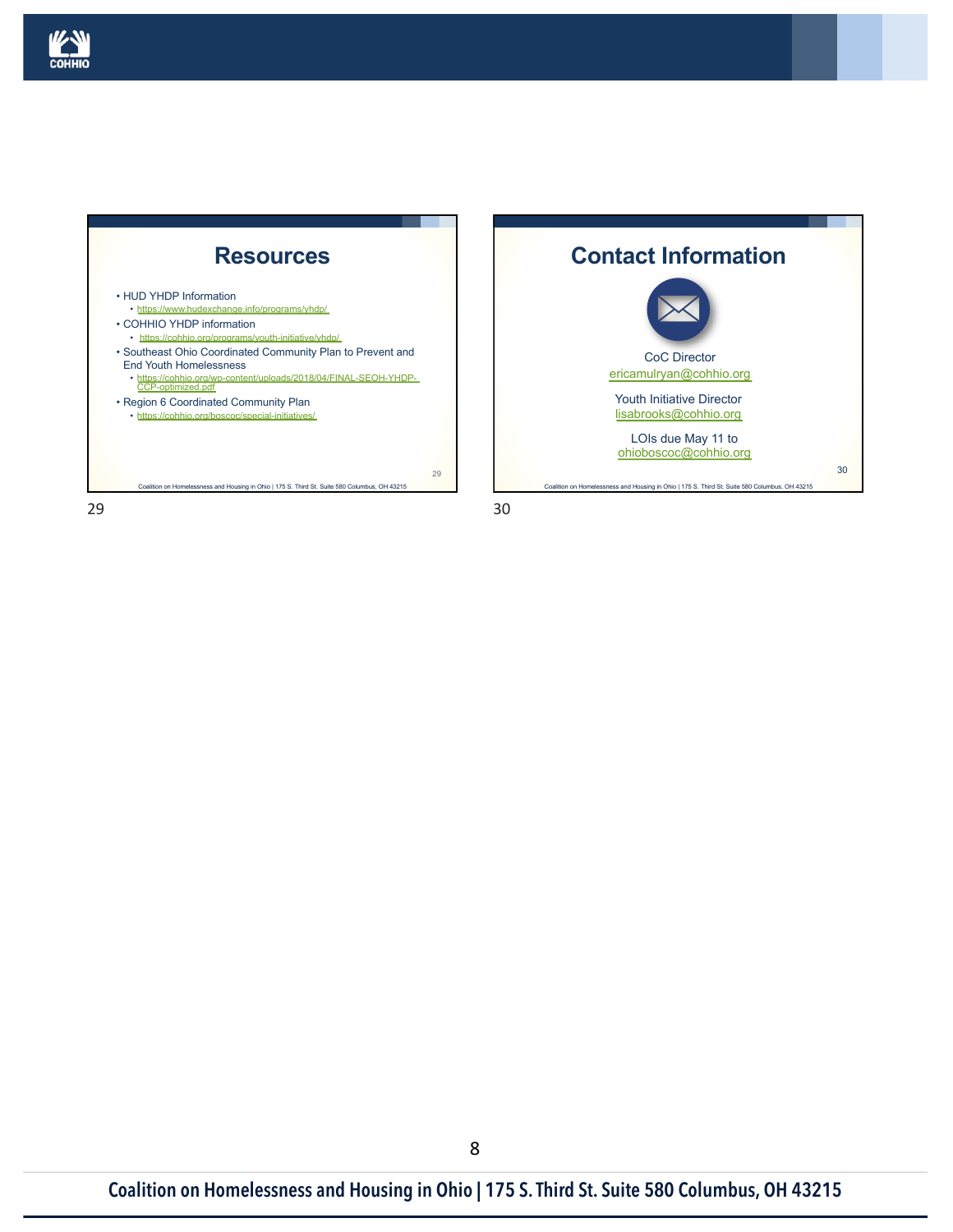## Resources

- HUD YHDP Information
  - https://www.hudexchange.info/programs/yhdp/
- COHHIO YHDP information
  - https://cohhio.org/programs/youth-initiative/yhdp/
- Southeast Ohio Coordinated Community Plan to Prevent and End Youth Homelessness
  - https://cohhio.org/wp-content/uploads/2018/04/FINAL-SEOH-YHDP-CCP-optimized.pdf
- Region 6 Coordinated Community Plan
  - https://cohhio.org/boscoc/special-initiatives/

## Contact Information

CoC Director
ericamulryan@cohhio.org

Youth Initiative Director
lisabrooks@cohhio.org

LOIs due May 11 to
ohioboscoc@cohhio.org